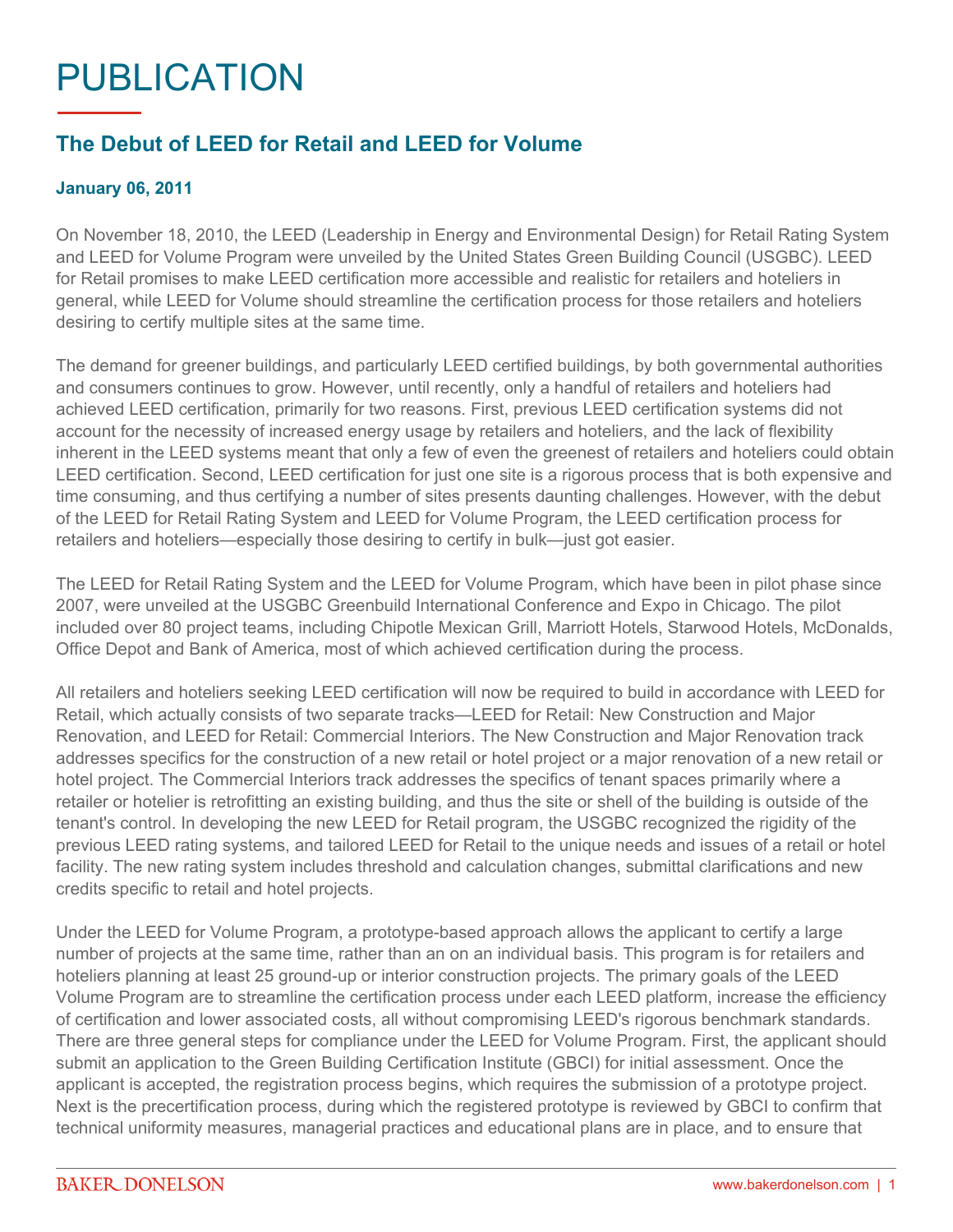# PUBLICATION

## The Debut of LEED for Retail and LEED for Volume

**January 06, 2011**

On November 18, 2010, the LEED (Leadership in Energy and Environmental Design) for Retail Rating System and LEED for Volume Program were unveiled by the United States Green Building Council (USGBC). LEED for Retail promises to make LEED certification more accessible and realistic for retailers and hoteliers in general, while LEED for Volume should streamline the certification process for those retailers and hoteliers desiring to certify multiple sites at the same time.

The demand for greener buildings, and particularly LEED certified buildings, by both governmental authorities and consumers continues to grow. However, until recently, only a handful of retailers and hoteliers had achieved LEED certification, primarily for two reasons. First, previous LEED certification systems did not account for the necessity of increased energy usage by retailers and hoteliers, and the lack of flexibility inherent in the LEED systems meant that only a few of even the greenest of retailers and hoteliers could obtain LEED certification. Second, LEED certification for just one site is a rigorous process that is both expensive and time consuming, and thus certifying a number of sites presents daunting challenges. However, with the debut of the LEED for Retail Rating System and LEED for Volume Program, the LEED certification process for retailers and hoteliers—especially those desiring to certify in bulk—just got easier.

The LEED for Retail Rating System and the LEED for Volume Program, which have been in pilot phase since 2007, were unveiled at the USGBC Greenbuild International Conference and Expo in Chicago. The pilot included over 80 project teams, including Chipotle Mexican Grill, Marriott Hotels, Starwood Hotels, McDonalds, Office Depot and Bank of America, most of which achieved certification during the process.

All retailers and hoteliers seeking LEED certification will now be required to build in accordance with LEED for Retail, which actually consists of two separate tracks—LEED for Retail: New Construction and Major Renovation, and LEED for Retail: Commercial Interiors. The New Construction and Major Renovation track addresses specifics for the construction of a new retail or hotel project or a major renovation of a new retail or hotel project. The Commercial Interiors track addresses the specifics of tenant spaces primarily where a retailer or hotelier is retrofitting an existing building, and thus the site or shell of the building is outside of the tenant's control. In developing the new LEED for Retail program, the USGBC recognized the rigidity of the previous LEED rating systems, and tailored LEED for Retail to the unique needs and issues of a retail or hotel facility. The new rating system includes threshold and calculation changes, submittal clarifications and new credits specific to retail and hotel projects.

Under the LEED for Volume Program, a prototype-based approach allows the applicant to certify a large number of projects at the same time, rather than an on an individual basis. This program is for retailers and hoteliers planning at least 25 ground-up or interior construction projects. The primary goals of the LEED Volume Program are to streamline the certification process under each LEED platform, increase the efficiency of certification and lower associated costs, all without compromising LEED's rigorous benchmark standards. There are three general steps for compliance under the LEED for Volume Program. First, the applicant should submit an application to the Green Building Certification Institute (GBCI) for initial assessment. Once the applicant is accepted, the registration process begins, which requires the submission of a prototype project. Next is the precertification process, during which the registered prototype is reviewed by GBCI to confirm that technical uniformity measures, managerial practices and educational plans are in place, and to ensure that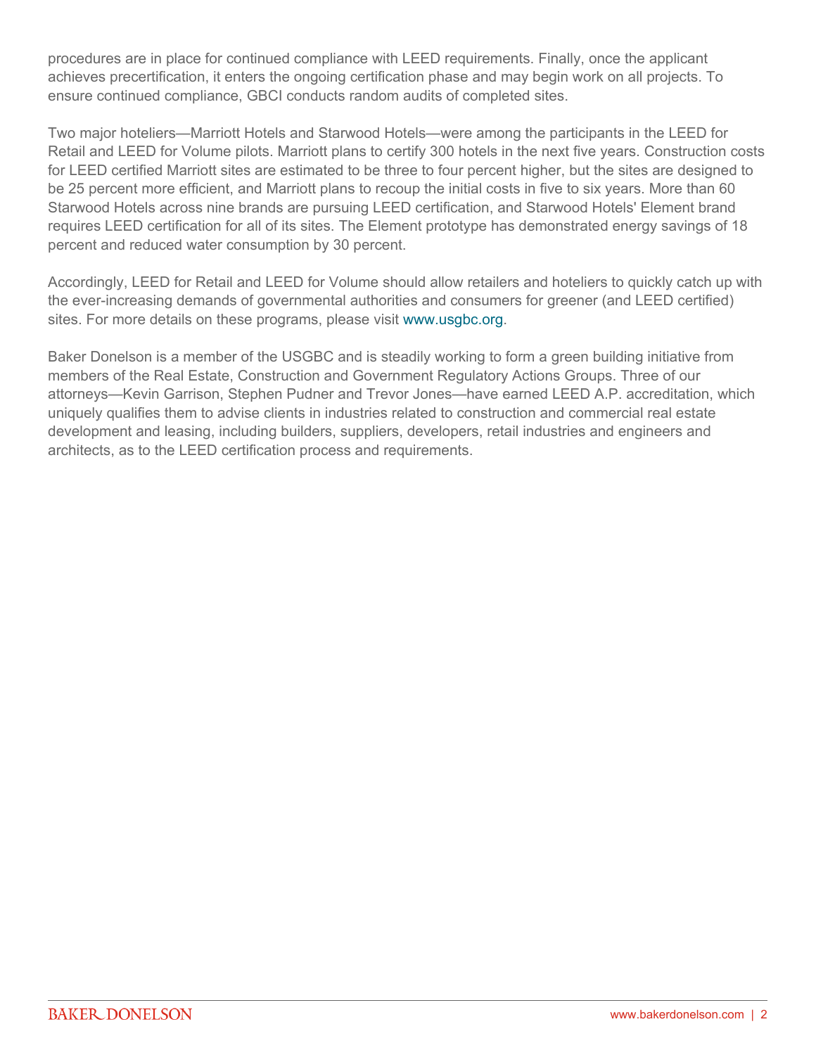procedures are in place for continued compliance with LEED requirements. Finally, once the applicant achieves precertification, it enters the ongoing certification phase and may begin work on all projects. To ensure continued compliance, GBCI conducts random audits of completed sites.

Two major hoteliers—Marriott Hotels and Starwood Hotels—were among the participants in the LEED for Retail and LEED for Volume pilots. Marriott plans to certify 300 hotels in the next five years. Construction costs for LEED certified Marriott sites are estimated to be three to four percent higher, but the sites are designed to be 25 percent more efficient, and Marriott plans to recoup the initial costs in five to six years. More than 60 Starwood Hotels across nine brands are pursuing LEED certification, and Starwood Hotels' Element brand requires LEED certification for all of its sites. The Element prototype has demonstrated energy savings of 18 percent and reduced water consumption by 30 percent.

Accordingly, LEED for Retail and LEED for Volume should allow retailers and hoteliers to quickly catch up with the ever-increasing demands of governmental authorities and consumers for greener (and LEED certified) sites. For more details on these programs, please visit www.usgbc.org.

Baker Donelson is a member of the USGBC and is steadily working to form a green building initiative from members of the Real Estate, Construction and Government Regulatory Actions Groups. Three of our attorneys—Kevin Garrison, Stephen Pudner and Trevor Jones—have earned LEED A.P. accreditation, which uniquely qualifies them to advise clients in industries related to construction and commercial real estate development and leasing, including builders, suppliers, developers, retail industries and engineers and architects, as to the LEED certification process and requirements.